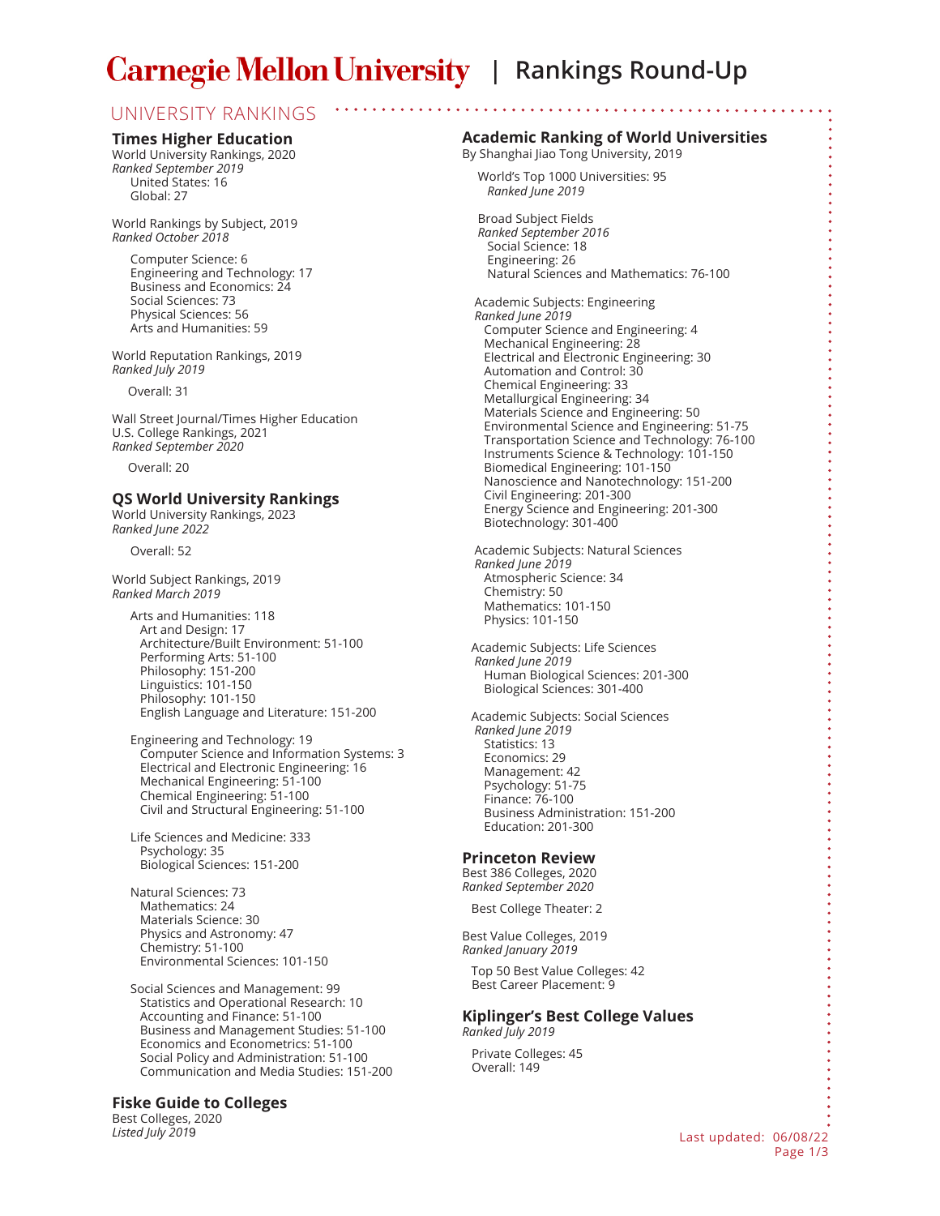# Carnegie Mellon University | Rankings Round-Up

## UNIVERSITY RANKINGS

### Times Higher Education

World University Rankings, 2020
*Ranked September 2019*
- United States: 16
- Global: 27

World Rankings by Subject, 2019
*Ranked October 2018*
- Computer Science: 6
- Engineering and Technology: 17
- Business and Economics: 24
- Social Sciences: 73
- Physical Sciences: 56
- Arts and Humanities: 59

World Reputation Rankings, 2019
*Ranked July 2019*
- Overall: 31

Wall Street Journal/Times Higher Education
U.S. College Rankings, 2021
*Ranked September 2020*
- Overall: 20

### QS World University Rankings

World University Rankings, 2023
*Ranked June 2022*
- Overall: 52

World Subject Rankings, 2019
*Ranked March 2019*

- Arts and Humanities: 118
  - Art and Design: 17
  - Architecture/Built Environment: 51-100
  - Performing Arts: 51-100
  - Philosophy: 151-200
  - Linguistics: 101-150
  - Philosophy: 101-150
  - English Language and Literature: 151-200
- Engineering and Technology: 19
  - Computer Science and Information Systems: 3
  - Electrical and Electronic Engineering: 16
  - Mechanical Engineering: 51-100
  - Chemical Engineering: 51-100
  - Civil and Structural Engineering: 51-100
- Life Sciences and Medicine: 333
  - Psychology: 35
  - Biological Sciences: 151-200
- Natural Sciences: 73
  - Mathematics: 24
  - Materials Science: 30
  - Physics and Astronomy: 47
  - Chemistry: 51-100
  - Environmental Sciences: 101-150
- Social Sciences and Management: 99
  - Statistics and Operational Research: 10
  - Accounting and Finance: 51-100
  - Business and Management Studies: 51-100
  - Economics and Econometrics: 51-100
  - Social Policy and Administration: 51-100
  - Communication and Media Studies: 151-200

### Fiske Guide to Colleges

Best Colleges, 2020
*Listed July 2019*

### Academic Ranking of World Universities

By Shanghai Jiao Tong University, 2019

World's Top 1000 Universities: 95
*Ranked June 2019*

Broad Subject Fields
*Ranked September 2016*
- Social Science: 18
- Engineering: 26
- Natural Sciences and Mathematics: 76-100

Academic Subjects: Engineering
*Ranked June 2019*
- Computer Science and Engineering: 4
- Mechanical Engineering: 28
- Electrical and Electronic Engineering: 30
- Automation and Control: 30
- Chemical Engineering: 33
- Metallurgical Engineering: 34
- Materials Science and Engineering: 50
- Environmental Science and Engineering: 51-75
- Transportation Science and Technology: 76-100
- Instruments Science & Technology: 101-150
- Biomedical Engineering: 101-150
- Nanoscience and Nanotechnology: 151-200
- Civil Engineering: 201-300
- Energy Science and Engineering: 201-300
- Biotechnology: 301-400

Academic Subjects: Natural Sciences
*Ranked June 2019*
- Atmospheric Science: 34
- Chemistry: 50
- Mathematics: 101-150
- Physics: 101-150

Academic Subjects: Life Sciences
*Ranked June 2019*
- Human Biological Sciences: 201-300
- Biological Sciences: 301-400

Academic Subjects: Social Sciences
*Ranked June 2019*
- Statistics: 13
- Economics: 29
- Management: 42
- Psychology: 51-75
- Finance: 76-100
- Business Administration: 151-200
- Education: 201-300

### Princeton Review

Best 386 Colleges, 2020
*Ranked September 2020*
- Best College Theater: 2

Best Value Colleges, 2019
*Ranked January 2019*
- Top 50 Best Value Colleges: 42
- Best Career Placement: 9

### Kiplinger's Best College Values

*Ranked July 2019*
- Private Colleges: 45
- Overall: 149

Last updated: 06/08/22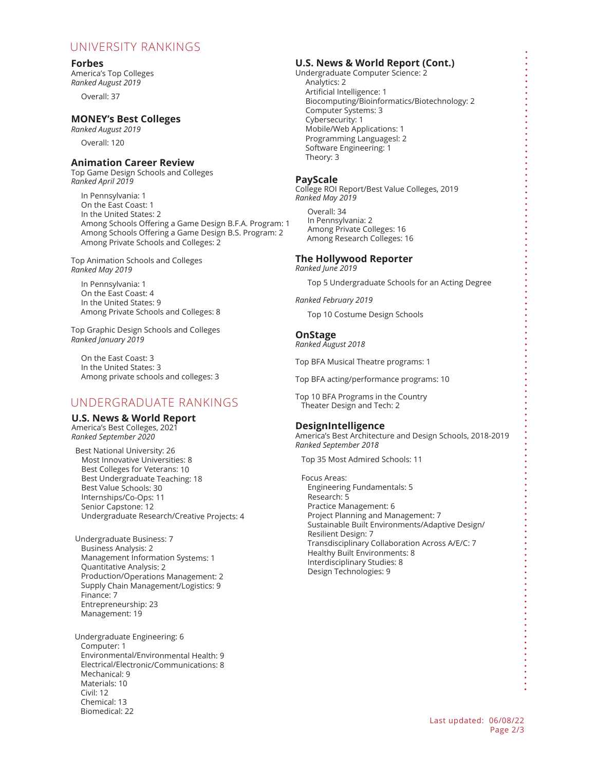# UNIVERSITY RANKINGS

### Forbes

America's Top Colleges
*Ranked August 2019*

Overall: 37

### MONEY's Best Colleges

*Ranked August 2019*

Overall: 120

### Animation Career Review

Top Game Design Schools and Colleges
*Ranked April 2019*

- In Pennsylvania: 1
- On the East Coast: 1
- In the United States: 2
- Among Schools Offering a Game Design B.F.A. Program: 1
- Among Schools Offering a Game Design B.S. Program: 2
- Among Private Schools and Colleges: 2

Top Animation Schools and Colleges
*Ranked May 2019*

- In Pennsylvania: 1
- On the East Coast: 4
- In the United States: 9
- Among Private Schools and Colleges: 8

Top Graphic Design Schools and Colleges
*Ranked January 2019*

- On the East Coast: 3
- In the United States: 3
- Among private schools and colleges: 3

# UNDERGRADUATE RANKINGS

### U.S. News & World Report

America's Best Colleges, 2021
*Ranked September 2020*

Best National University: 26

- Most Innovative Universities: 8
- Best Colleges for Veterans: 10
- Best Undergraduate Teaching: 18
- Best Value Schools: 30
- Internships/Co-Ops: 11
- Senior Capstone: 12
- Undergraduate Research/Creative Projects: 4

Undergraduate Business: 7

- Business Analysis: 2
- Management Information Systems: 1
- Quantitative Analysis: 2
- Production/Operations Management: 2
- Supply Chain Management/Logistics: 9
- Finance: 7
- Entrepreneurship: 23
- Management: 19

Undergraduate Engineering: 6

- Computer: 1
- Environmental/Environmental Health: 9
- Electrical/Electronic/Communications: 8
- Mechanical: 9
- Materials: 10
- Civil: 12
- Chemical: 13
- Biomedical: 22

### U.S. News & World Report (Cont.)

Undergraduate Computer Science: 2

- Analytics: 2
- Artificial Intelligence: 1
- Biocomputing/Bioinformatics/Biotechnology: 2
- Computer Systems: 3
- Cybersecurity: 1
- Mobile/Web Applications: 1
- Programming Languagesl: 2
- Software Engineering: 1
- Theory: 3

### PayScale

College ROI Report/Best Value Colleges, 2019
*Ranked May 2019*

- Overall: 34
- In Pennsylvania: 2
- Among Private Colleges: 16
- Among Research Colleges: 16

### The Hollywood Reporter

*Ranked June 2019*

Top 5 Undergraduate Schools for an Acting Degree

*Ranked February 2019*

Top 10 Costume Design Schools

### OnStage

*Ranked August 2018*

Top BFA Musical Theatre programs: 1

Top BFA acting/performance programs: 10

Top 10 BFA Programs in the Country
Theater Design and Tech: 2

### DesignIntelligence

America's Best Architecture and Design Schools, 2018-2019
*Ranked September 2018*

Top 35 Most Admired Schools: 11

Focus Areas:

- Engineering Fundamentals: 5
- Research: 5
- Practice Management: 6
- Project Planning and Management: 7
- Sustainable Built Environments/Adaptive Design/ Resilient Design: 7
- Transdisciplinary Collaboration Across A/E/C: 7
- Healthy Built Environments: 8
- Interdisciplinary Studies: 8
- Design Technologies: 9

Last updated: 06/08/22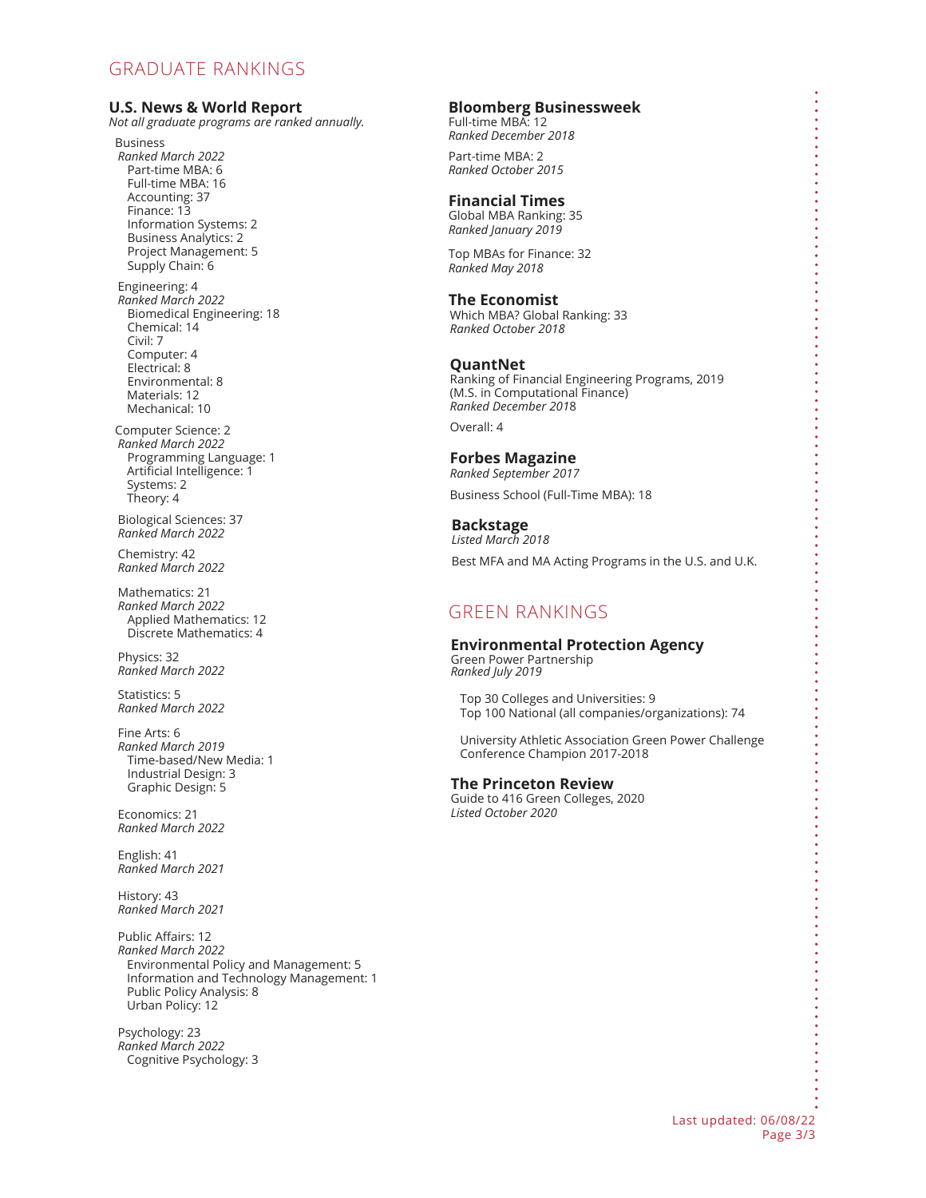# GRADUATE RANKINGS

## U.S. News & World Report

*Not all graduate programs are ranked annually.*

Business
*Ranked March 2022*
- Part-time MBA: 6
- Full-time MBA: 16
- Accounting: 37
- Finance: 13
- Information Systems: 2
- Business Analytics: 2
- Project Management: 5
- Supply Chain: 6

Engineering: 4
*Ranked March 2022*
- Biomedical Engineering: 18
- Chemical: 14
- Civil: 7
- Computer: 4
- Electrical: 8
- Environmental: 8
- Materials: 12
- Mechanical: 10

Computer Science: 2
*Ranked March 2022*
- Programming Language: 1
- Artificial Intelligence: 1
- Systems: 2
- Theory: 4

Biological Sciences: 37
*Ranked March 2022*

Chemistry: 42
*Ranked March 2022*

Mathematics: 21
*Ranked March 2022*
- Applied Mathematics: 12
- Discrete Mathematics: 4

Physics: 32
*Ranked March 2022*

Statistics: 5
*Ranked March 2022*

Fine Arts: 6
*Ranked March 2019*
- Time-based/New Media: 1
- Industrial Design: 3
- Graphic Design: 5

Economics: 21
*Ranked March 2022*

English: 41
*Ranked March 2021*

History: 43
*Ranked March 2021*

Public Affairs: 12
*Ranked March 2022*
- Environmental Policy and Management: 5
- Information and Technology Management: 1
- Public Policy Analysis: 8
- Urban Policy: 12

Psychology: 23
*Ranked March 2022*
- Cognitive Psychology: 3

## Bloomberg Businessweek

Full-time MBA: 12
*Ranked December 2018*

Part-time MBA: 2
*Ranked October 2015*

## Financial Times

Global MBA Ranking: 35
*Ranked January 2019*

Top MBAs for Finance: 32
*Ranked May 2018*

## The Economist

Which MBA? Global Ranking: 33
*Ranked October 2018*

## QuantNet

Ranking of Financial Engineering Programs, 2019
(M.S. in Computational Finance)
*Ranked December 2018*

Overall: 4

## Forbes Magazine

*Ranked September 2017*

Business School (Full-Time MBA): 18

## Backstage

*Listed March 2018*

Best MFA and MA Acting Programs in the U.S. and U.K.

# GREEN RANKINGS

## Environmental Protection Agency

Green Power Partnership
*Ranked July 2019*

Top 30 Colleges and Universities: 9
Top 100 National (all companies/organizations): 74

University Athletic Association Green Power Challenge Conference Champion 2017-2018

## The Princeton Review

Guide to 416 Green Colleges, 2020
*Listed October 2020*

Last updated: 06/08/22